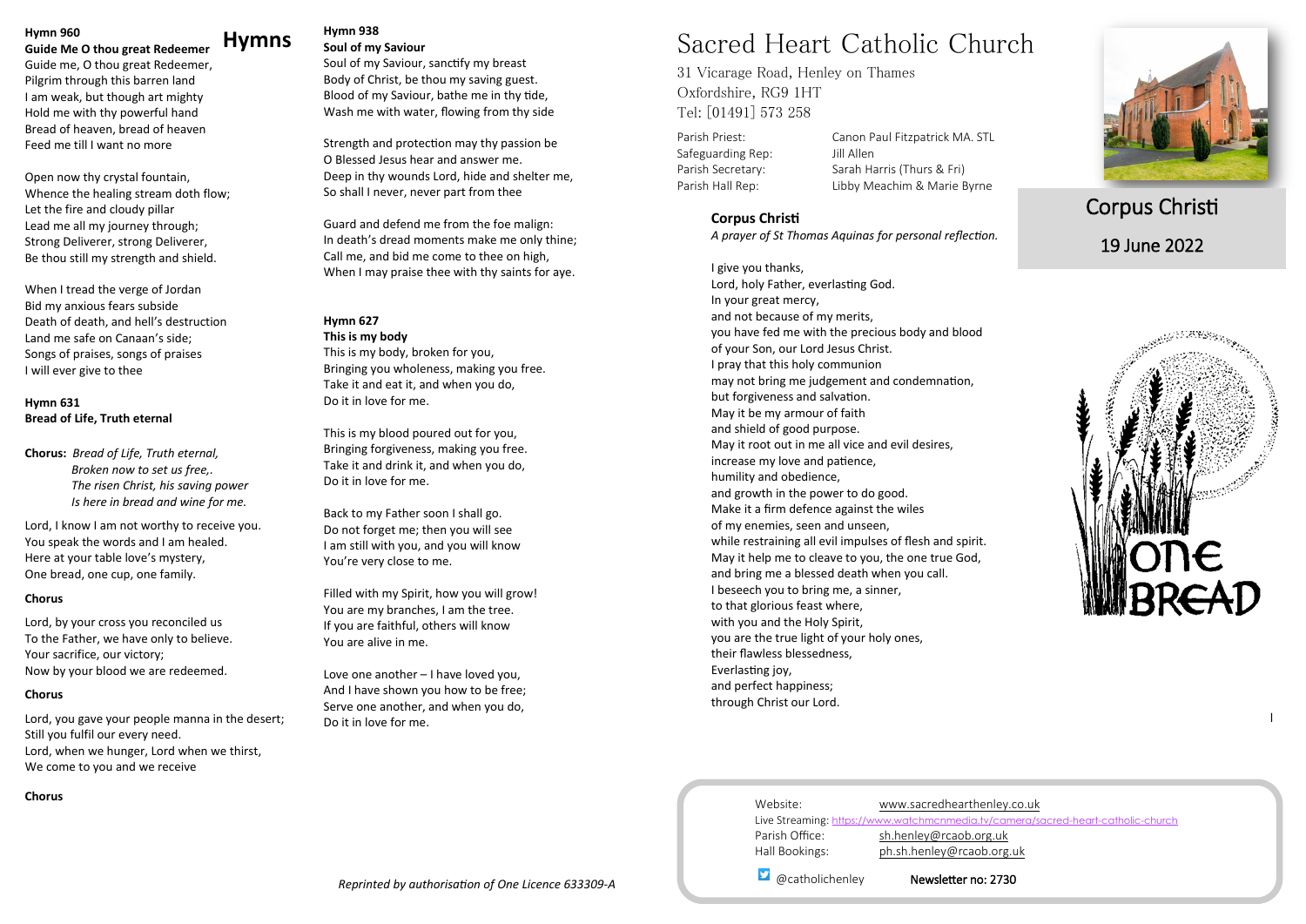# Hymns

**Hymn 960**
**Guide Me O thou great Redeemer**

Guide me, O thou great Redeemer,
Pilgrim through this barren land
I am weak, but though art mighty
Hold me with thy powerful hand
Bread of heaven, bread of heaven
Feed me till I want no more

Open now thy crystal fountain,
Whence the healing stream doth flow;
Let the fire and cloudy pillar
Lead me all my journey through;
Strong Deliverer, strong Deliverer,
Be thou still my strength and shield.

When I tread the verge of Jordan
Bid my anxious fears subside
Death of death, and hell's destruction
Land me safe on Canaan's side;
Songs of praises, songs of praises
I will ever give to thee

**Hymn 631**
**Bread of Life, Truth eternal**

**Chorus:** *Bread of Life, Truth eternal,*
*Broken now to set us free,.*
*The risen Christ, his saving power*
*Is here in bread and wine for me.*

Lord, I know I am not worthy to receive you.
You speak the words and I am healed.
Here at your table love's mystery,
One bread, one cup, one family.

**Chorus**

Lord, by your cross you reconciled us
To the Father, we have only to believe.
Your sacrifice, our victory;
Now by your blood we are redeemed.

**Chorus**

Lord, you gave your people manna in the desert;
Still you fulfil our every need.
Lord, when we hunger, Lord when we thirst,
We come to you and we receive

**Chorus**

**Hymn 938**
**Soul of my Saviour**

Soul of my Saviour, sanctify my breast
Body of Christ, be thou my saving guest.
Blood of my Saviour, bathe me in thy tide,
Wash me with water, flowing from thy side

Strength and protection may thy passion be
O Blessed Jesus hear and answer me.
Deep in thy wounds Lord, hide and shelter me,
So shall I never, never part from thee

Guard and defend me from the foe malign:
In death's dread moments make me only thine;
Call me, and bid me come to thee on high,
When I may praise thee with thy saints for aye.

**Hymn 627**
**This is my body**

This is my body, broken for you,
Bringing you wholeness, making you free.
Take it and eat it, and when you do,
Do it in love for me.

This is my blood poured out for you,
Bringing forgiveness, making you free.
Take it and drink it, and when you do,
Do it in love for me.

Back to my Father soon I shall go.
Do not forget me; then you will see
I am still with you, and you will know
You're very close to me.

Filled with my Spirit, how you will grow!
You are my branches, I am the tree.
If you are faithful, others will know
You are alive in me.

Love one another – I have loved you,
And I have shown you how to be free;
Serve one another, and when you do,
Do it in love for me.

*Reprinted by authorisation of One Licence 633309-A*

# Sacred Heart Catholic Church

31 Vicarage Road, Henley on Thames
Oxfordshire, RG9 1HT
Tel: [01491] 573 258

| | |
|---|---|
| Parish Priest: | Canon Paul Fitzpatrick MA. STL |
| Safeguarding Rep: | Jill Allen |
| Parish Secretary: | Sarah Harris (Thurs & Fri) |
| Parish Hall Rep: | Libby Meachim & Marie Byrne |

## Corpus Christi

## 19 June 2022

### Corpus Christi

*A prayer of St Thomas Aquinas for personal reflection.*

I give you thanks,
Lord, holy Father, everlasting God.
In your great mercy,
and not because of my merits,
you have fed me with the precious body and blood
of your Son, our Lord Jesus Christ.
I pray that this holy communion
may not bring me judgement and condemnation,
but forgiveness and salvation.
May it be my armour of faith
and shield of good purpose.
May it root out in me all vice and evil desires,
increase my love and patience,
humility and obedience,
and growth in the power to do good.
Make it a firm defence against the wiles
of my enemies, seen and unseen,
while restraining all evil impulses of flesh and spirit.
May it help me to cleave to you, the one true God,
and bring me a blessed death when you call.
I beseech you to bring me, a sinner,
to that glorious feast where,
with you and the Holy Spirit,
you are the true light of your holy ones,
their flawless blessedness,
Everlasting joy,
and perfect happiness;
through Christ our Lord.

ONE BREAD

Website: www.sacredhearthenley.co.uk
Live Streaming: https://www.watchmcnmedia.tv/camera/sacred-heart-catholic-church
Parish Office: sh.henley@rcaob.org.uk
Hall Bookings: ph.sh.henley@rcaob.org.uk

@catholichenley

Newsletter no: 2730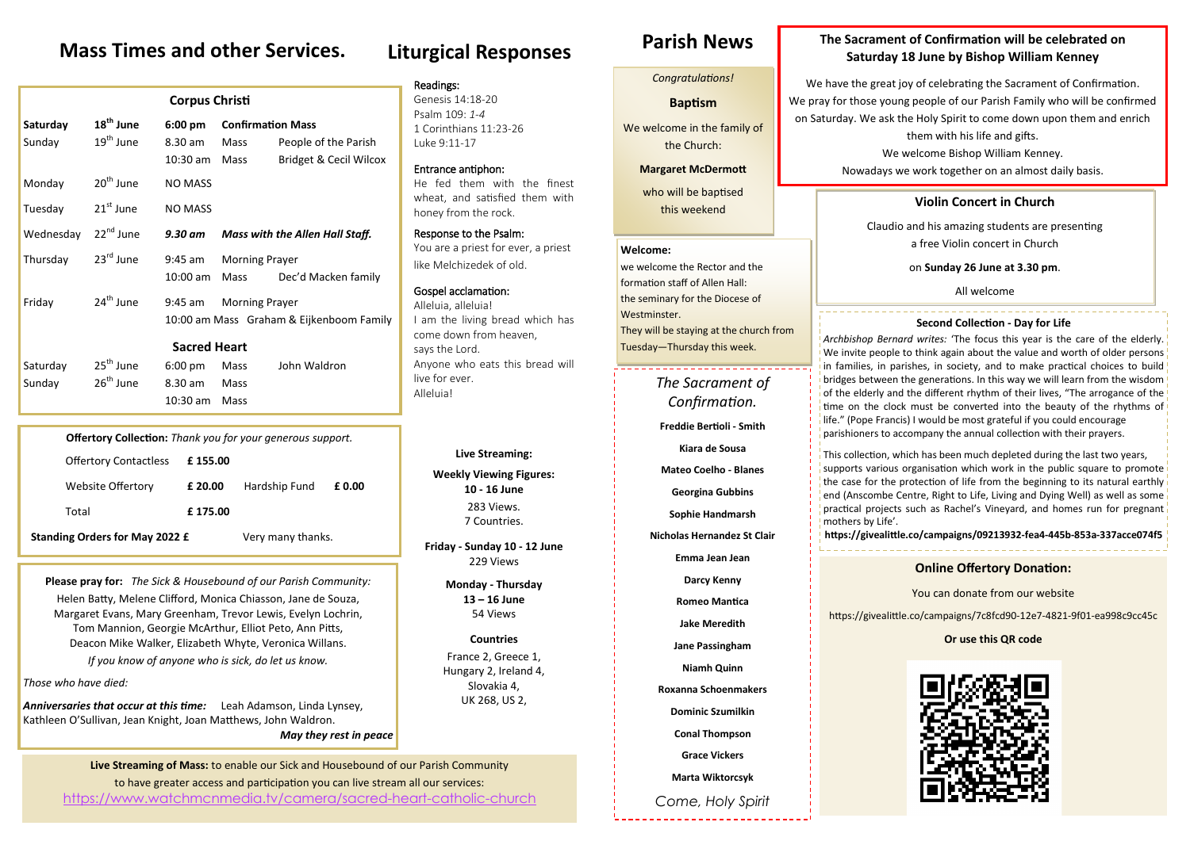# Mass Times and other Services.

| Corpus Christi | | | | |
|---|---|---|---|---|
| **Saturday** | **18th June** | **6:00 pm** | **Confirmation Mass** | |
| Sunday | 19th June | 8.30 am | Mass | People of the Parish |
| | | 10:30 am | Mass | Bridget & Cecil Wilcox |
| Monday | 20th June | NO MASS | | |
| Tuesday | 21st June | NO MASS | | |
| Wednesday | 22nd June | ***9.30 am*** | ***Mass with the Allen Hall Staff.*** | |
| Thursday | 23rd June | 9:45 am | Morning Prayer | |
| | | 10:00 am | Mass | Dec'd Macken family |
| Friday | 24th June | 9:45 am | Morning Prayer | |
| | | 10:00 am | Mass | Graham & Eijkenboom Family |
| **Sacred Heart** | | | | |
| Saturday | 25th June | 6:00 pm | Mass | John Waldron |
| Sunday | 26th June | 8.30 am | Mass | |
| | | 10:30 am | Mass | |

**Offertory Collection:** *Thank you for your generous support.*

| | | | |
|---|---|---|---|
| Offertory Contactless | **£ 155.00** | | |
| Website Offertory | **£ 20.00** | Hardship Fund | **£ 0.00** |
| Total | **£ 175.00** | | |

**Standing Orders for May 2022 £** Very many thanks.

**Please pray for:** *The Sick & Housebound of our Parish Community:* Helen Batty, Melene Clifford, Monica Chiasson, Jane de Souza, Margaret Evans, Mary Greenham, Trevor Lewis, Evelyn Lochrin, Tom Mannion, Georgie McArthur, Elliot Peto, Ann Pitts, Deacon Mike Walker, Elizabeth Whyte, Veronica Willans.

*If you know of anyone who is sick, do let us know.*

*Those who have died:*

***Anniversaries that occur at this time:*** Leah Adamson, Linda Lynsey, Kathleen O'Sullivan, Jean Knight, Joan Matthews, John Waldron.

***May they rest in peace***

# Liturgical Responses

Readings:
Genesis 14:18-20
Psalm 109: *1-4*
1 Corinthians 11:23-26
Luke 9:11-17

Entrance antiphon:
He fed them with the finest wheat, and satisfied them with honey from the rock.

Response to the Psalm:
You are a priest for ever, a priest like Melchizedek of old.

Gospel acclamation:
Alleluia, alleluia!
I am the living bread which has come down from heaven,
says the Lord.
Anyone who eats this bread will live for ever.
Alleluia!

**Live Streaming:**

**Weekly Viewing Figures:**
**10 - 16 June**
283 Views.
7 Countries.

**Friday - Sunday 10 - 12 June**
229 Views

**Monday - Thursday**
**13 – 16 June**
54 Views

**Countries**
France 2, Greece 1,
Hungary 2, Ireland 4,
Slovakia 4,
UK 268, US 2,

**Live Streaming of Mass:** to enable our Sick and Housebound of our Parish Community to have greater access and participation you can live stream all our services:
https://www.watchmcnmedia.tv/camera/sacred-heart-catholic-church

# Parish News

*Congratulations!*

**Baptism**

We welcome in the family of the Church:

**Margaret McDermott**

who will be baptised this weekend

**Welcome:**
we welcome the Rector and the formation staff of Allen Hall: the seminary for the Diocese of Westminster.
They will be staying at the church from Tuesday—Thursday this week.

*The Sacrament of Confirmation.*

**Freddie Bertioli - Smith**
**Kiara de Sousa**
**Mateo Coelho - Blanes**
**Georgina Gubbins**
**Sophie Handmarsh**
**Nicholas Hernandez St Clair**
**Emma Jean Jean**
**Darcy Kenny**
**Romeo Mantica**
**Jake Meredith**
**Jane Passingham**
**Niamh Quinn**
**Roxanna Schoenmakers**
**Dominic Szumilkin**
**Conal Thompson**
**Grace Vickers**
**Marta Wiktorcsyk**

*Come, Holy Spirit*

## The Sacrament of Confirmation will be celebrated on Saturday 18 June by Bishop William Kenney

We have the great joy of celebrating the Sacrament of Confirmation. We pray for those young people of our Parish Family who will be confirmed on Saturday. We ask the Holy Spirit to come down upon them and enrich them with his life and gifts.
We welcome Bishop William Kenney.
Nowadays we work together on an almost daily basis.

## Violin Concert in Church

Claudio and his amazing students are presenting a free Violin concert in Church

on **Sunday 26 June at 3.30 pm**.

All welcome

### Second Collection - Day for Life

*Archbishop Bernard writes:* 'The focus this year is the care of the elderly. We invite people to think again about the value and worth of older persons in families, in parishes, in society, and to make practical choices to build bridges between the generations. In this way we will learn from the wisdom of the elderly and the different rhythm of their lives, "The arrogance of the time on the clock must be converted into the beauty of the rhythms of life." (Pope Francis) I would be most grateful if you could encourage parishioners to accompany the annual collection with their prayers.

This collection, which has been much depleted during the last two years, supports various organisation which work in the public square to promote the case for the protection of life from the beginning to its natural earthly end (Anscombe Centre, Right to Life, Living and Dying Well) as well as some practical projects such as Rachel's Vineyard, and homes run for pregnant mothers by Life'.

**https://givealittle.co/campaigns/09213932-fea4-445b-853a-337acce074f5**

### Online Offertory Donation:

You can donate from our website

https://givealittle.co/campaigns/7c8fcd90-12e7-4821-9f01-ea998c9cc45c

**Or use this QR code**